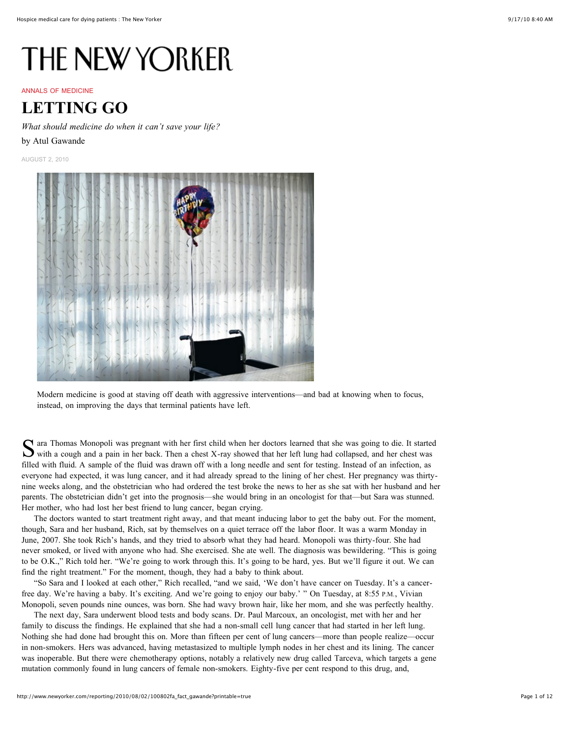# THE NEW YORKER

ANNALS OF MEDICINE

## LETTING GO

*What should medicine do when it can't save your life?*

by Atul Gawande

AUGUST 2, 2010

Modern medicine is good at staving off death with aggressive interventions—and bad at knowing when to focus, instead, on improving the days that terminal patients have left.

Sara Thomas Monopoli was pregnant with her first child when her doctors learned that she was going to die. It started with a cough and a pain in her back. Then a chest X-ray showed that her left lung had collapsed, and her chest was filled with fluid. A sample of the fluid was drawn off with a long needle and sent for testing. Instead of an infection, as everyone had expected, it was lung cancer, and it had already spread to the lining of her chest. Her pregnancy was thirty-nine weeks along, and the obstetrician who had ordered the test broke the news to her as she sat with her husband and her parents. The obstetrician didn't get into the prognosis—she would bring in an oncologist for that—but Sara was stunned. Her mother, who had lost her best friend to lung cancer, began crying.

The doctors wanted to start treatment right away, and that meant inducing labor to get the baby out. For the moment, though, Sara and her husband, Rich, sat by themselves on a quiet terrace off the labor floor. It was a warm Monday in June, 2007. She took Rich's hands, and they tried to absorb what they had heard. Monopoli was thirty-four. She had never smoked, or lived with anyone who had. She exercised. She ate well. The diagnosis was bewildering. "This is going to be O.K.," Rich told her. "We're going to work through this. It's going to be hard, yes. But we'll figure it out. We can find the right treatment." For the moment, though, they had a baby to think about.

"So Sara and I looked at each other," Rich recalled, "and we said, 'We don't have cancer on Tuesday. It's a cancer-free day. We're having a baby. It's exciting. And we're going to enjoy our baby.' " On Tuesday, at 8:55 P.M., Vivian Monopoli, seven pounds nine ounces, was born. She had wavy brown hair, like her mom, and she was perfectly healthy.

The next day, Sara underwent blood tests and body scans. Dr. Paul Marcoux, an oncologist, met with her and her family to discuss the findings. He explained that she had a non-small cell lung cancer that had started in her left lung. Nothing she had done had brought this on. More than fifteen per cent of lung cancers—more than people realize—occur in non-smokers. Hers was advanced, having metastasized to multiple lymph nodes in her chest and its lining. The cancer was inoperable. But there were chemotherapy options, notably a relatively new drug called Tarceva, which targets a gene mutation commonly found in lung cancers of female non-smokers. Eighty-five per cent respond to this drug, and,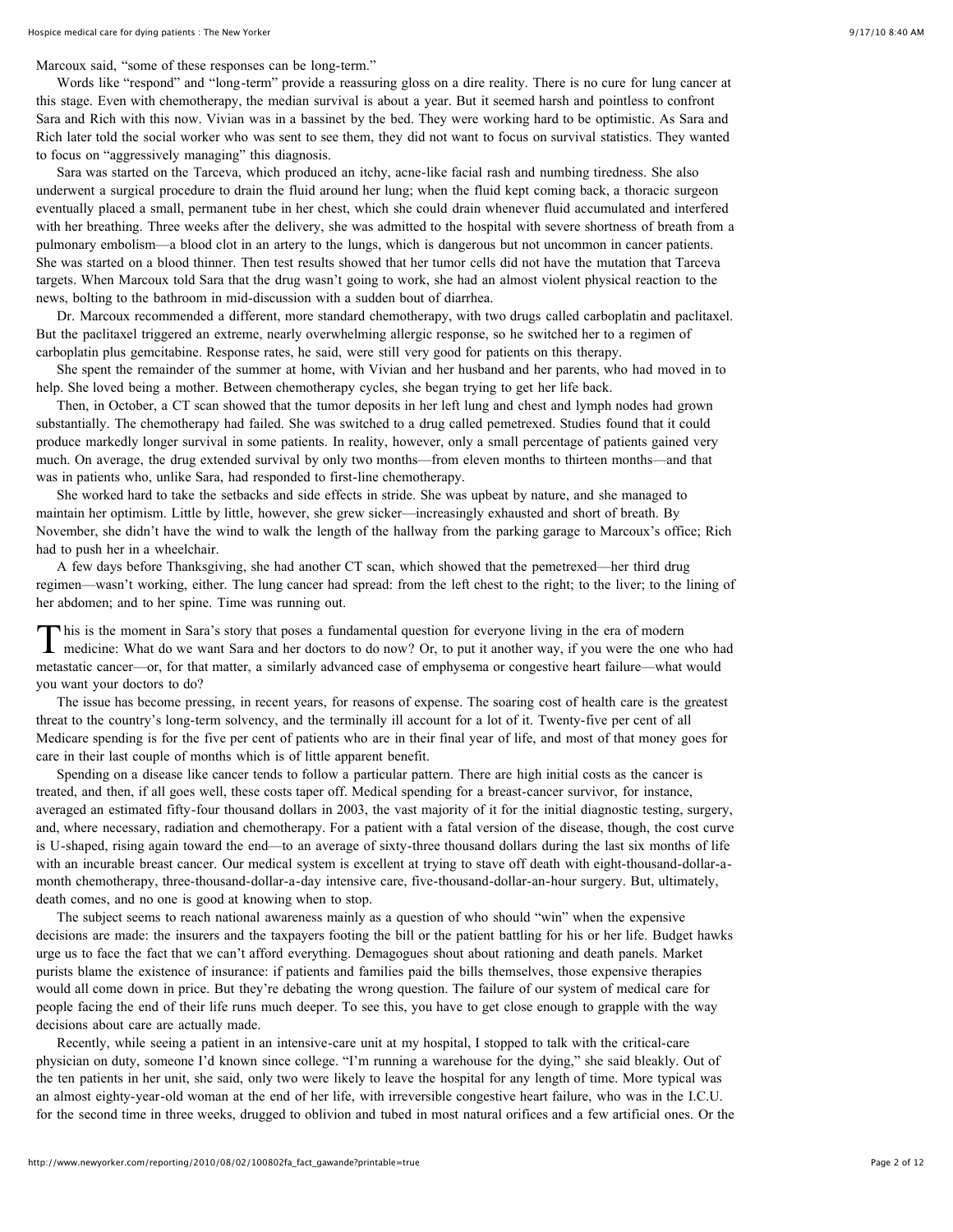Marcoux said, "some of these responses can be long-term."

Words like "respond" and "long-term" provide a reassuring gloss on a dire reality. There is no cure for lung cancer at this stage. Even with chemotherapy, the median survival is about a year. But it seemed harsh and pointless to confront Sara and Rich with this now. Vivian was in a bassinet by the bed. They were working hard to be optimistic. As Sara and Rich later told the social worker who was sent to see them, they did not want to focus on survival statistics. They wanted to focus on "aggressively managing" this diagnosis.

Sara was started on the Tarceva, which produced an itchy, acne-like facial rash and numbing tiredness. She also underwent a surgical procedure to drain the fluid around her lung; when the fluid kept coming back, a thoracic surgeon eventually placed a small, permanent tube in her chest, which she could drain whenever fluid accumulated and interfered with her breathing. Three weeks after the delivery, she was admitted to the hospital with severe shortness of breath from a pulmonary embolism—a blood clot in an artery to the lungs, which is dangerous but not uncommon in cancer patients. She was started on a blood thinner. Then test results showed that her tumor cells did not have the mutation that Tarceva targets. When Marcoux told Sara that the drug wasn't going to work, she had an almost violent physical reaction to the news, bolting to the bathroom in mid-discussion with a sudden bout of diarrhea.

Dr. Marcoux recommended a different, more standard chemotherapy, with two drugs called carboplatin and paclitaxel. But the paclitaxel triggered an extreme, nearly overwhelming allergic response, so he switched her to a regimen of carboplatin plus gemcitabine. Response rates, he said, were still very good for patients on this therapy.

She spent the remainder of the summer at home, with Vivian and her husband and her parents, who had moved in to help. She loved being a mother. Between chemotherapy cycles, she began trying to get her life back.

Then, in October, a CT scan showed that the tumor deposits in her left lung and chest and lymph nodes had grown substantially. The chemotherapy had failed. She was switched to a drug called pemetrexed. Studies found that it could produce markedly longer survival in some patients. In reality, however, only a small percentage of patients gained very much. On average, the drug extended survival by only two months—from eleven months to thirteen months—and that was in patients who, unlike Sara, had responded to first-line chemotherapy.

She worked hard to take the setbacks and side effects in stride. She was upbeat by nature, and she managed to maintain her optimism. Little by little, however, she grew sicker—increasingly exhausted and short of breath. By November, she didn't have the wind to walk the length of the hallway from the parking garage to Marcoux's office; Rich had to push her in a wheelchair.

A few days before Thanksgiving, she had another CT scan, which showed that the pemetrexed—her third drug regimen—wasn't working, either. The lung cancer had spread: from the left chest to the right; to the liver; to the lining of her abdomen; and to her spine. Time was running out.

This is the moment in Sara's story that poses a fundamental question for everyone living in the era of modern medicine: What do we want Sara and her doctors to do now? Or, to put it another way, if you were the one who had metastatic cancer—or, for that matter, a similarly advanced case of emphysema or congestive heart failure—what would you want your doctors to do?

The issue has become pressing, in recent years, for reasons of expense. The soaring cost of health care is the greatest threat to the country's long-term solvency, and the terminally ill account for a lot of it. Twenty-five per cent of all Medicare spending is for the five per cent of patients who are in their final year of life, and most of that money goes for care in their last couple of months which is of little apparent benefit.

Spending on a disease like cancer tends to follow a particular pattern. There are high initial costs as the cancer is treated, and then, if all goes well, these costs taper off. Medical spending for a breast-cancer survivor, for instance, averaged an estimated fifty-four thousand dollars in 2003, the vast majority of it for the initial diagnostic testing, surgery, and, where necessary, radiation and chemotherapy. For a patient with a fatal version of the disease, though, the cost curve is U-shaped, rising again toward the end—to an average of sixty-three thousand dollars during the last six months of life with an incurable breast cancer. Our medical system is excellent at trying to stave off death with eight-thousand-dollar-a-month chemotherapy, three-thousand-dollar-a-day intensive care, five-thousand-dollar-an-hour surgery. But, ultimately, death comes, and no one is good at knowing when to stop.

The subject seems to reach national awareness mainly as a question of who should "win" when the expensive decisions are made: the insurers and the taxpayers footing the bill or the patient battling for his or her life. Budget hawks urge us to face the fact that we can't afford everything. Demagogues shout about rationing and death panels. Market purists blame the existence of insurance: if patients and families paid the bills themselves, those expensive therapies would all come down in price. But they're debating the wrong question. The failure of our system of medical care for people facing the end of their life runs much deeper. To see this, you have to get close enough to grapple with the way decisions about care are actually made.

Recently, while seeing a patient in an intensive-care unit at my hospital, I stopped to talk with the critical-care physician on duty, someone I'd known since college. "I'm running a warehouse for the dying," she said bleakly. Out of the ten patients in her unit, she said, only two were likely to leave the hospital for any length of time. More typical was an almost eighty-year-old woman at the end of her life, with irreversible congestive heart failure, who was in the I.C.U. for the second time in three weeks, drugged to oblivion and tubed in most natural orifices and a few artificial ones. Or the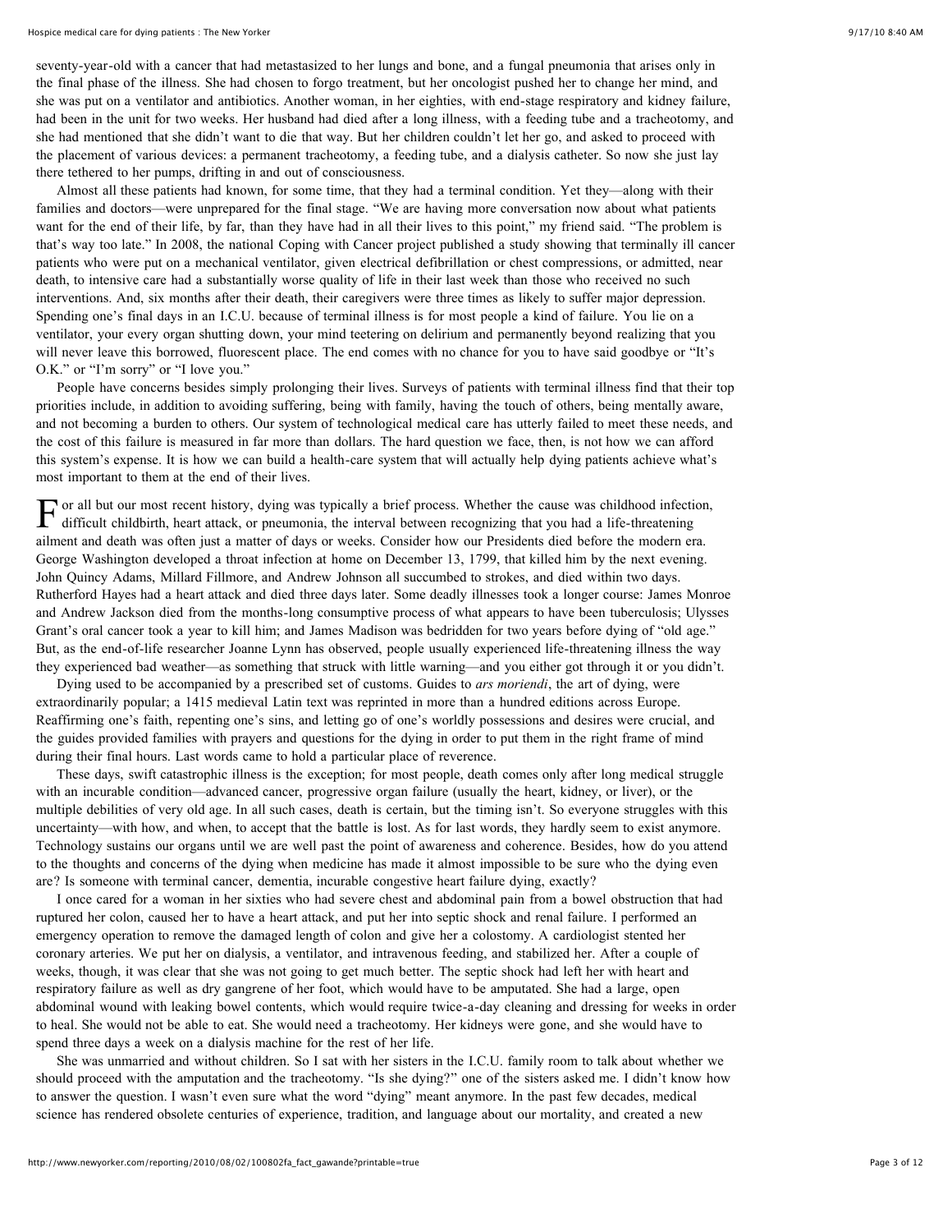seventy-year-old with a cancer that had metastasized to her lungs and bone, and a fungal pneumonia that arises only in the final phase of the illness. She had chosen to forgo treatment, but her oncologist pushed her to change her mind, and she was put on a ventilator and antibiotics. Another woman, in her eighties, with end-stage respiratory and kidney failure, had been in the unit for two weeks. Her husband had died after a long illness, with a feeding tube and a tracheotomy, and she had mentioned that she didn't want to die that way. But her children couldn't let her go, and asked to proceed with the placement of various devices: a permanent tracheotomy, a feeding tube, and a dialysis catheter. So now she just lay there tethered to her pumps, drifting in and out of consciousness.

Almost all these patients had known, for some time, that they had a terminal condition. Yet they—along with their families and doctors—were unprepared for the final stage. "We are having more conversation now about what patients want for the end of their life, by far, than they have had in all their lives to this point," my friend said. "The problem is that's way too late." In 2008, the national Coping with Cancer project published a study showing that terminally ill cancer patients who were put on a mechanical ventilator, given electrical defibrillation or chest compressions, or admitted, near death, to intensive care had a substantially worse quality of life in their last week than those who received no such interventions. And, six months after their death, their caregivers were three times as likely to suffer major depression. Spending one's final days in an I.C.U. because of terminal illness is for most people a kind of failure. You lie on a ventilator, your every organ shutting down, your mind teetering on delirium and permanently beyond realizing that you will never leave this borrowed, fluorescent place. The end comes with no chance for you to have said goodbye or "It's O.K." or "I'm sorry" or "I love you."

People have concerns besides simply prolonging their lives. Surveys of patients with terminal illness find that their top priorities include, in addition to avoiding suffering, being with family, having the touch of others, being mentally aware, and not becoming a burden to others. Our system of technological medical care has utterly failed to meet these needs, and the cost of this failure is measured in far more than dollars. The hard question we face, then, is not how we can afford this system's expense. It is how we can build a health-care system that will actually help dying patients achieve what's most important to them at the end of their lives.

For all but our most recent history, dying was typically a brief process. Whether the cause was childhood infection, difficult childbirth, heart attack, or pneumonia, the interval between recognizing that you had a life-threatening ailment and death was often just a matter of days or weeks. Consider how our Presidents died before the modern era. George Washington developed a throat infection at home on December 13, 1799, that killed him by the next evening. John Quincy Adams, Millard Fillmore, and Andrew Johnson all succumbed to strokes, and died within two days. Rutherford Hayes had a heart attack and died three days later. Some deadly illnesses took a longer course: James Monroe and Andrew Jackson died from the months-long consumptive process of what appears to have been tuberculosis; Ulysses Grant's oral cancer took a year to kill him; and James Madison was bedridden for two years before dying of "old age." But, as the end-of-life researcher Joanne Lynn has observed, people usually experienced life-threatening illness the way they experienced bad weather—as something that struck with little warning—and you either got through it or you didn't.

Dying used to be accompanied by a prescribed set of customs. Guides to *ars moriendi*, the art of dying, were extraordinarily popular; a 1415 medieval Latin text was reprinted in more than a hundred editions across Europe. Reaffirming one's faith, repenting one's sins, and letting go of one's worldly possessions and desires were crucial, and the guides provided families with prayers and questions for the dying in order to put them in the right frame of mind during their final hours. Last words came to hold a particular place of reverence.

These days, swift catastrophic illness is the exception; for most people, death comes only after long medical struggle with an incurable condition—advanced cancer, progressive organ failure (usually the heart, kidney, or liver), or the multiple debilities of very old age. In all such cases, death is certain, but the timing isn't. So everyone struggles with this uncertainty—with how, and when, to accept that the battle is lost. As for last words, they hardly seem to exist anymore. Technology sustains our organs until we are well past the point of awareness and coherence. Besides, how do you attend to the thoughts and concerns of the dying when medicine has made it almost impossible to be sure who the dying even are? Is someone with terminal cancer, dementia, incurable congestive heart failure dying, exactly?

I once cared for a woman in her sixties who had severe chest and abdominal pain from a bowel obstruction that had ruptured her colon, caused her to have a heart attack, and put her into septic shock and renal failure. I performed an emergency operation to remove the damaged length of colon and give her a colostomy. A cardiologist stented her coronary arteries. We put her on dialysis, a ventilator, and intravenous feeding, and stabilized her. After a couple of weeks, though, it was clear that she was not going to get much better. The septic shock had left her with heart and respiratory failure as well as dry gangrene of her foot, which would have to be amputated. She had a large, open abdominal wound with leaking bowel contents, which would require twice-a-day cleaning and dressing for weeks in order to heal. She would not be able to eat. She would need a tracheotomy. Her kidneys were gone, and she would have to spend three days a week on a dialysis machine for the rest of her life.

She was unmarried and without children. So I sat with her sisters in the I.C.U. family room to talk about whether we should proceed with the amputation and the tracheotomy. "Is she dying?" one of the sisters asked me. I didn't know how to answer the question. I wasn't even sure what the word "dying" meant anymore. In the past few decades, medical science has rendered obsolete centuries of experience, tradition, and language about our mortality, and created a new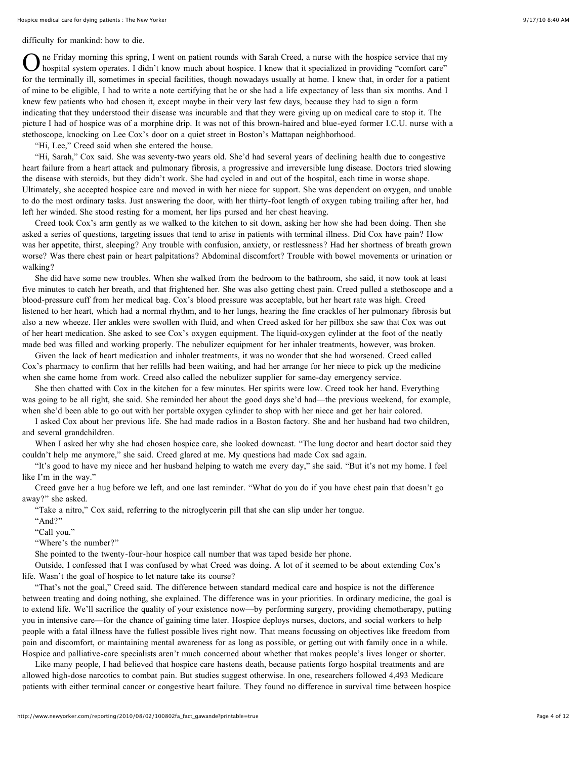difficulty for mankind: how to die.

One Friday morning this spring, I went on patient rounds with Sarah Creed, a nurse with the hospice service that my hospital system operates. I didn't know much about hospice. I knew that it specialized in providing "comfort care" for the terminally ill, sometimes in special facilities, though nowadays usually at home. I knew that, in order for a patient of mine to be eligible, I had to write a note certifying that he or she had a life expectancy of less than six months. And I knew few patients who had chosen it, except maybe in their very last few days, because they had to sign a form indicating that they understood their disease was incurable and that they were giving up on medical care to stop it. The picture I had of hospice was of a morphine drip. It was not of this brown-haired and blue-eyed former I.C.U. nurse with a stethoscope, knocking on Lee Cox's door on a quiet street in Boston's Mattapan neighborhood.

"Hi, Lee," Creed said when she entered the house.

"Hi, Sarah," Cox said. She was seventy-two years old. She'd had several years of declining health due to congestive heart failure from a heart attack and pulmonary fibrosis, a progressive and irreversible lung disease. Doctors tried slowing the disease with steroids, but they didn't work. She had cycled in and out of the hospital, each time in worse shape. Ultimately, she accepted hospice care and moved in with her niece for support. She was dependent on oxygen, and unable to do the most ordinary tasks. Just answering the door, with her thirty-foot length of oxygen tubing trailing after her, had left her winded. She stood resting for a moment, her lips pursed and her chest heaving.

Creed took Cox's arm gently as we walked to the kitchen to sit down, asking her how she had been doing. Then she asked a series of questions, targeting issues that tend to arise in patients with terminal illness. Did Cox have pain? How was her appetite, thirst, sleeping? Any trouble with confusion, anxiety, or restlessness? Had her shortness of breath grown worse? Was there chest pain or heart palpitations? Abdominal discomfort? Trouble with bowel movements or urination or walking?

She did have some new troubles. When she walked from the bedroom to the bathroom, she said, it now took at least five minutes to catch her breath, and that frightened her. She was also getting chest pain. Creed pulled a stethoscope and a blood-pressure cuff from her medical bag. Cox's blood pressure was acceptable, but her heart rate was high. Creed listened to her heart, which had a normal rhythm, and to her lungs, hearing the fine crackles of her pulmonary fibrosis but also a new wheeze. Her ankles were swollen with fluid, and when Creed asked for her pillbox she saw that Cox was out of her heart medication. She asked to see Cox's oxygen equipment. The liquid-oxygen cylinder at the foot of the neatly made bed was filled and working properly. The nebulizer equipment for her inhaler treatments, however, was broken.

Given the lack of heart medication and inhaler treatments, it was no wonder that she had worsened. Creed called Cox's pharmacy to confirm that her refills had been waiting, and had her arrange for her niece to pick up the medicine when she came home from work. Creed also called the nebulizer supplier for same-day emergency service.

She then chatted with Cox in the kitchen for a few minutes. Her spirits were low. Creed took her hand. Everything was going to be all right, she said. She reminded her about the good days she'd had—the previous weekend, for example, when she'd been able to go out with her portable oxygen cylinder to shop with her niece and get her hair colored.

I asked Cox about her previous life. She had made radios in a Boston factory. She and her husband had two children, and several grandchildren.

When I asked her why she had chosen hospice care, she looked downcast. "The lung doctor and heart doctor said they couldn't help me anymore," she said. Creed glared at me. My questions had made Cox sad again.

"It's good to have my niece and her husband helping to watch me every day," she said. "But it's not my home. I feel like I'm in the way."

Creed gave her a hug before we left, and one last reminder. "What do you do if you have chest pain that doesn't go away?" she asked.

"Take a nitro," Cox said, referring to the nitroglycerin pill that she can slip under her tongue.

"And?"

"Call you."

"Where's the number?"

She pointed to the twenty-four-hour hospice call number that was taped beside her phone.

Outside, I confessed that I was confused by what Creed was doing. A lot of it seemed to be about extending Cox's life. Wasn't the goal of hospice to let nature take its course?

"That's not the goal," Creed said. The difference between standard medical care and hospice is not the difference between treating and doing nothing, she explained. The difference was in your priorities. In ordinary medicine, the goal is to extend life. We'll sacrifice the quality of your existence now—by performing surgery, providing chemotherapy, putting you in intensive care—for the chance of gaining time later. Hospice deploys nurses, doctors, and social workers to help people with a fatal illness have the fullest possible lives right now. That means focussing on objectives like freedom from pain and discomfort, or maintaining mental awareness for as long as possible, or getting out with family once in a while. Hospice and palliative-care specialists aren't much concerned about whether that makes people's lives longer or shorter.

Like many people, I had believed that hospice care hastens death, because patients forgo hospital treatments and are allowed high-dose narcotics to combat pain. But studies suggest otherwise. In one, researchers followed 4,493 Medicare patients with either terminal cancer or congestive heart failure. They found no difference in survival time between hospice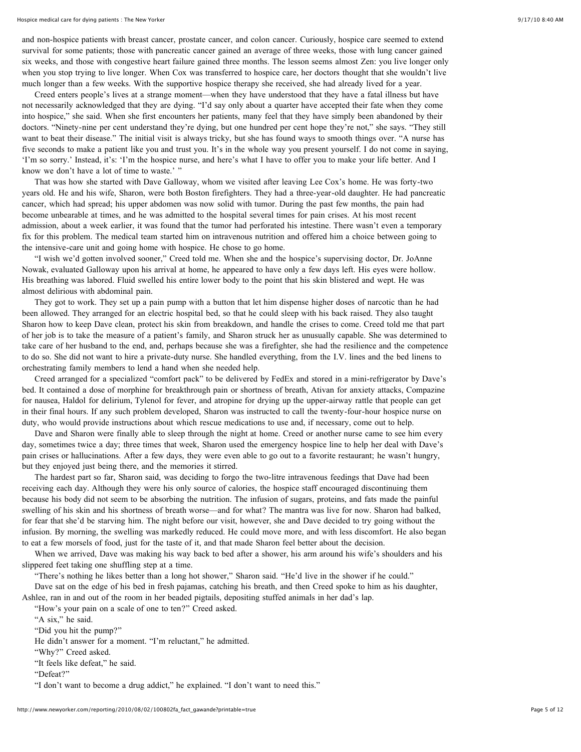and non-hospice patients with breast cancer, prostate cancer, and colon cancer. Curiously, hospice care seemed to extend survival for some patients; those with pancreatic cancer gained an average of three weeks, those with lung cancer gained six weeks, and those with congestive heart failure gained three months. The lesson seems almost Zen: you live longer only when you stop trying to live longer. When Cox was transferred to hospice care, her doctors thought that she wouldn't live much longer than a few weeks. With the supportive hospice therapy she received, she had already lived for a year.

Creed enters people's lives at a strange moment—when they have understood that they have a fatal illness but have not necessarily acknowledged that they are dying. "I'd say only about a quarter have accepted their fate when they come into hospice," she said. When she first encounters her patients, many feel that they have simply been abandoned by their doctors. "Ninety-nine per cent understand they're dying, but one hundred per cent hope they're not," she says. "They still want to beat their disease." The initial visit is always tricky, but she has found ways to smooth things over. "A nurse has five seconds to make a patient like you and trust you. It's in the whole way you present yourself. I do not come in saying, 'I'm so sorry.' Instead, it's: 'I'm the hospice nurse, and here's what I have to offer you to make your life better. And I know we don't have a lot of time to waste.' "

That was how she started with Dave Galloway, whom we visited after leaving Lee Cox's home. He was forty-two years old. He and his wife, Sharon, were both Boston firefighters. They had a three-year-old daughter. He had pancreatic cancer, which had spread; his upper abdomen was now solid with tumor. During the past few months, the pain had become unbearable at times, and he was admitted to the hospital several times for pain crises. At his most recent admission, about a week earlier, it was found that the tumor had perforated his intestine. There wasn't even a temporary fix for this problem. The medical team started him on intravenous nutrition and offered him a choice between going to the intensive-care unit and going home with hospice. He chose to go home.

"I wish we'd gotten involved sooner," Creed told me. When she and the hospice's supervising doctor, Dr. JoAnne Nowak, evaluated Galloway upon his arrival at home, he appeared to have only a few days left. His eyes were hollow. His breathing was labored. Fluid swelled his entire lower body to the point that his skin blistered and wept. He was almost delirious with abdominal pain.

They got to work. They set up a pain pump with a button that let him dispense higher doses of narcotic than he had been allowed. They arranged for an electric hospital bed, so that he could sleep with his back raised. They also taught Sharon how to keep Dave clean, protect his skin from breakdown, and handle the crises to come. Creed told me that part of her job is to take the measure of a patient's family, and Sharon struck her as unusually capable. She was determined to take care of her husband to the end, and, perhaps because she was a firefighter, she had the resilience and the competence to do so. She did not want to hire a private-duty nurse. She handled everything, from the I.V. lines and the bed linens to orchestrating family members to lend a hand when she needed help.

Creed arranged for a specialized "comfort pack" to be delivered by FedEx and stored in a mini-refrigerator by Dave's bed. It contained a dose of morphine for breakthrough pain or shortness of breath, Ativan for anxiety attacks, Compazine for nausea, Haldol for delirium, Tylenol for fever, and atropine for drying up the upper-airway rattle that people can get in their final hours. If any such problem developed, Sharon was instructed to call the twenty-four-hour hospice nurse on duty, who would provide instructions about which rescue medications to use and, if necessary, come out to help.

Dave and Sharon were finally able to sleep through the night at home. Creed or another nurse came to see him every day, sometimes twice a day; three times that week, Sharon used the emergency hospice line to help her deal with Dave's pain crises or hallucinations. After a few days, they were even able to go out to a favorite restaurant; he wasn't hungry, but they enjoyed just being there, and the memories it stirred.

The hardest part so far, Sharon said, was deciding to forgo the two-litre intravenous feedings that Dave had been receiving each day. Although they were his only source of calories, the hospice staff encouraged discontinuing them because his body did not seem to be absorbing the nutrition. The infusion of sugars, proteins, and fats made the painful swelling of his skin and his shortness of breath worse—and for what? The mantra was live for now. Sharon had balked, for fear that she'd be starving him. The night before our visit, however, she and Dave decided to try going without the infusion. By morning, the swelling was markedly reduced. He could move more, and with less discomfort. He also began to eat a few morsels of food, just for the taste of it, and that made Sharon feel better about the decision.

When we arrived, Dave was making his way back to bed after a shower, his arm around his wife's shoulders and his slippered feet taking one shuffling step at a time.

"There's nothing he likes better than a long hot shower," Sharon said. "He'd live in the shower if he could."

Dave sat on the edge of his bed in fresh pajamas, catching his breath, and then Creed spoke to him as his daughter, Ashlee, ran in and out of the room in her beaded pigtails, depositing stuffed animals in her dad's lap.

"How's your pain on a scale of one to ten?" Creed asked.

"A six," he said.

"Did you hit the pump?"

He didn't answer for a moment. "I'm reluctant," he admitted.

"Why?" Creed asked.

"It feels like defeat," he said.

"Defeat?"

"I don't want to become a drug addict," he explained. "I don't want to need this."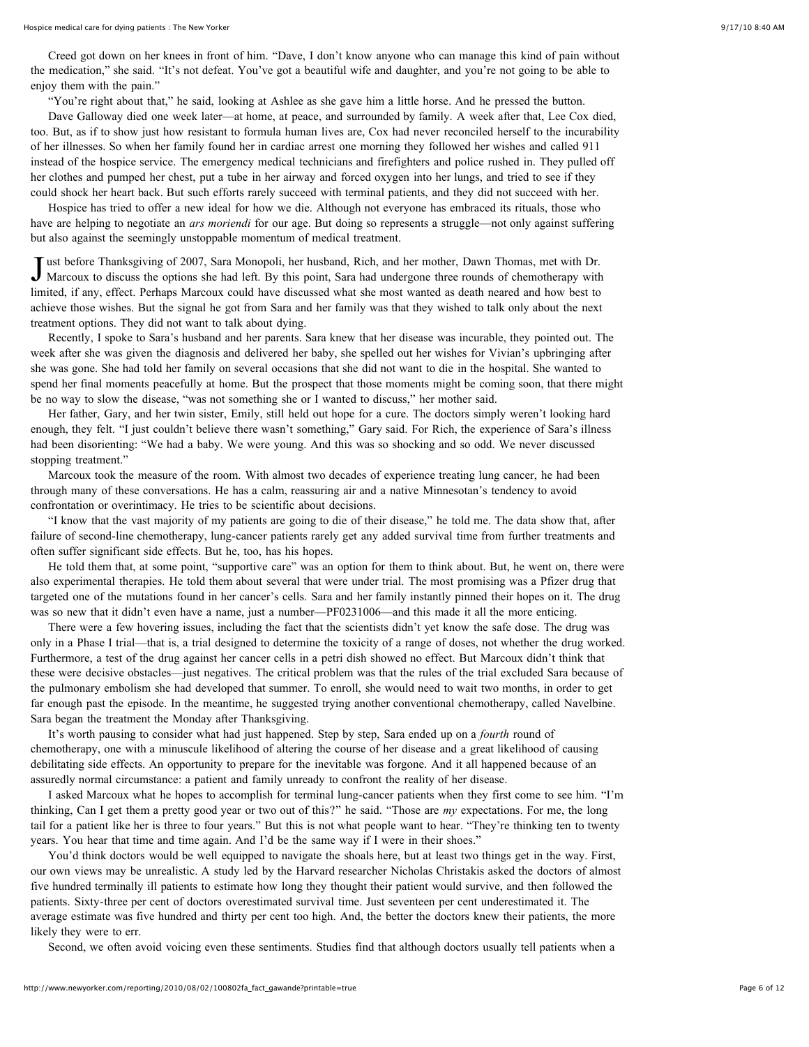Creed got down on her knees in front of him. "Dave, I don't know anyone who can manage this kind of pain without the medication," she said. "It's not defeat. You've got a beautiful wife and daughter, and you're not going to be able to enjoy them with the pain."

"You're right about that," he said, looking at Ashlee as she gave him a little horse. And he pressed the button.

Dave Galloway died one week later—at home, at peace, and surrounded by family. A week after that, Lee Cox died, too. But, as if to show just how resistant to formula human lives are, Cox had never reconciled herself to the incurability of her illnesses. So when her family found her in cardiac arrest one morning they followed her wishes and called 911 instead of the hospice service. The emergency medical technicians and firefighters and police rushed in. They pulled off her clothes and pumped her chest, put a tube in her airway and forced oxygen into her lungs, and tried to see if they could shock her heart back. But such efforts rarely succeed with terminal patients, and they did not succeed with her.

Hospice has tried to offer a new ideal for how we die. Although not everyone has embraced its rituals, those who have are helping to negotiate an *ars moriendi* for our age. But doing so represents a struggle—not only against suffering but also against the seemingly unstoppable momentum of medical treatment.

Just before Thanksgiving of 2007, Sara Monopoli, her husband, Rich, and her mother, Dawn Thomas, met with Dr. Marcoux to discuss the options she had left. By this point, Sara had undergone three rounds of chemotherapy with limited, if any, effect. Perhaps Marcoux could have discussed what she most wanted as death neared and how best to achieve those wishes. But the signal he got from Sara and her family was that they wished to talk only about the next treatment options. They did not want to talk about dying.

Recently, I spoke to Sara's husband and her parents. Sara knew that her disease was incurable, they pointed out. The week after she was given the diagnosis and delivered her baby, she spelled out her wishes for Vivian's upbringing after she was gone. She had told her family on several occasions that she did not want to die in the hospital. She wanted to spend her final moments peacefully at home. But the prospect that those moments might be coming soon, that there might be no way to slow the disease, "was not something she or I wanted to discuss," her mother said.

Her father, Gary, and her twin sister, Emily, still held out hope for a cure. The doctors simply weren't looking hard enough, they felt. "I just couldn't believe there wasn't something," Gary said. For Rich, the experience of Sara's illness had been disorienting: "We had a baby. We were young. And this was so shocking and so odd. We never discussed stopping treatment."

Marcoux took the measure of the room. With almost two decades of experience treating lung cancer, he had been through many of these conversations. He has a calm, reassuring air and a native Minnesotan's tendency to avoid confrontation or overintimacy. He tries to be scientific about decisions.

"I know that the vast majority of my patients are going to die of their disease," he told me. The data show that, after failure of second-line chemotherapy, lung-cancer patients rarely get any added survival time from further treatments and often suffer significant side effects. But he, too, has his hopes.

He told them that, at some point, "supportive care" was an option for them to think about. But, he went on, there were also experimental therapies. He told them about several that were under trial. The most promising was a Pfizer drug that targeted one of the mutations found in her cancer's cells. Sara and her family instantly pinned their hopes on it. The drug was so new that it didn't even have a name, just a number—PF0231006—and this made it all the more enticing.

There were a few hovering issues, including the fact that the scientists didn't yet know the safe dose. The drug was only in a Phase I trial—that is, a trial designed to determine the toxicity of a range of doses, not whether the drug worked. Furthermore, a test of the drug against her cancer cells in a petri dish showed no effect. But Marcoux didn't think that these were decisive obstacles—just negatives. The critical problem was that the rules of the trial excluded Sara because of the pulmonary embolism she had developed that summer. To enroll, she would need to wait two months, in order to get far enough past the episode. In the meantime, he suggested trying another conventional chemotherapy, called Navelbine. Sara began the treatment the Monday after Thanksgiving.

It's worth pausing to consider what had just happened. Step by step, Sara ended up on a *fourth* round of chemotherapy, one with a minuscule likelihood of altering the course of her disease and a great likelihood of causing debilitating side effects. An opportunity to prepare for the inevitable was forgone. And it all happened because of an assuredly normal circumstance: a patient and family unready to confront the reality of her disease.

I asked Marcoux what he hopes to accomplish for terminal lung-cancer patients when they first come to see him. "I'm thinking, Can I get them a pretty good year or two out of this?" he said. "Those are *my* expectations. For me, the long tail for a patient like her is three to four years." But this is not what people want to hear. "They're thinking ten to twenty years. You hear that time and time again. And I'd be the same way if I were in their shoes."

You'd think doctors would be well equipped to navigate the shoals here, but at least two things get in the way. First, our own views may be unrealistic. A study led by the Harvard researcher Nicholas Christakis asked the doctors of almost five hundred terminally ill patients to estimate how long they thought their patient would survive, and then followed the patients. Sixty-three per cent of doctors overestimated survival time. Just seventeen per cent underestimated it. The average estimate was five hundred and thirty per cent too high. And, the better the doctors knew their patients, the more likely they were to err.

Second, we often avoid voicing even these sentiments. Studies find that although doctors usually tell patients when a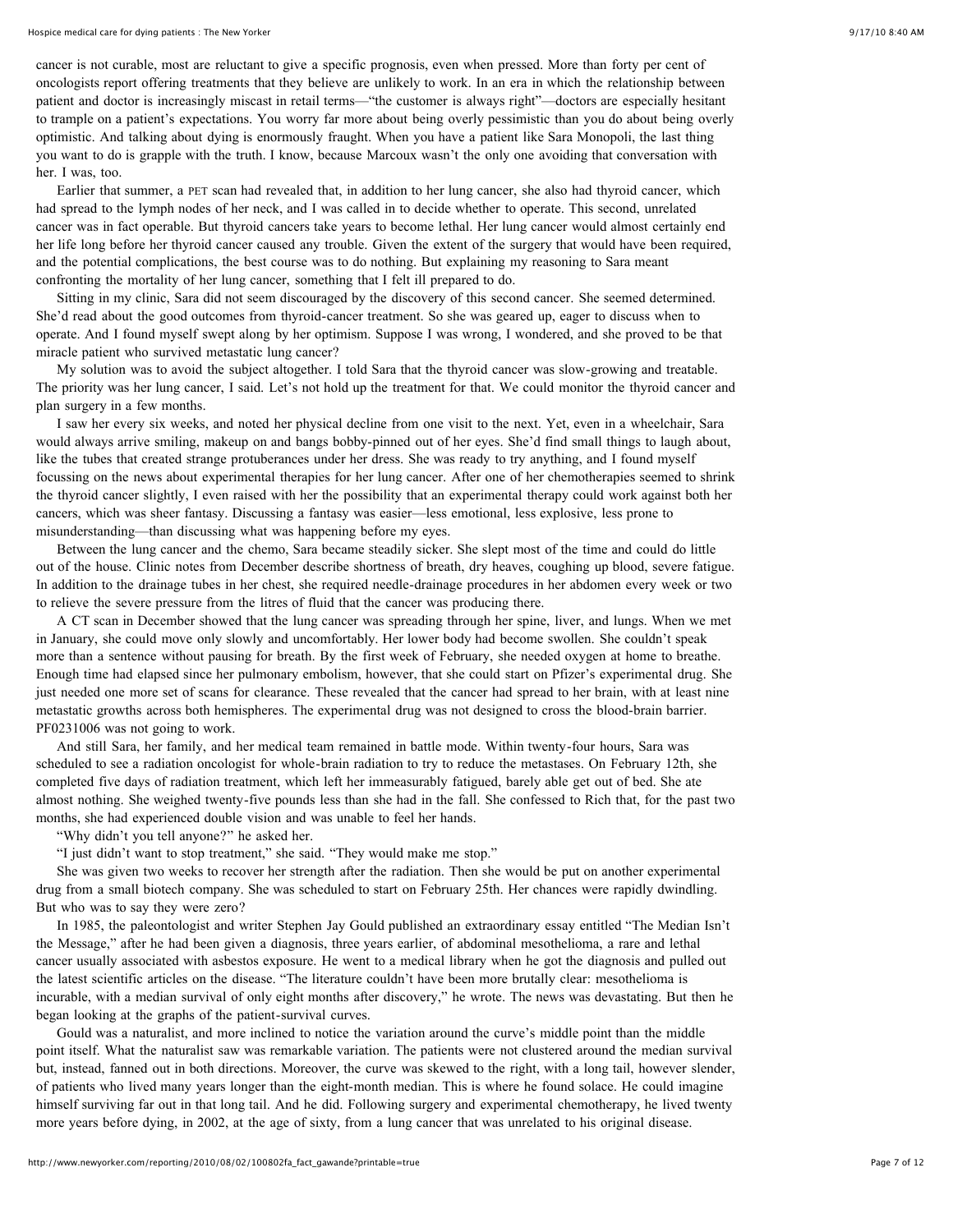cancer is not curable, most are reluctant to give a specific prognosis, even when pressed. More than forty per cent of oncologists report offering treatments that they believe are unlikely to work. In an era in which the relationship between patient and doctor is increasingly miscast in retail terms—"the customer is always right"—doctors are especially hesitant to trample on a patient's expectations. You worry far more about being overly pessimistic than you do about being overly optimistic. And talking about dying is enormously fraught. When you have a patient like Sara Monopoli, the last thing you want to do is grapple with the truth. I know, because Marcoux wasn't the only one avoiding that conversation with her. I was, too.

Earlier that summer, a PET scan had revealed that, in addition to her lung cancer, she also had thyroid cancer, which had spread to the lymph nodes of her neck, and I was called in to decide whether to operate. This second, unrelated cancer was in fact operable. But thyroid cancers take years to become lethal. Her lung cancer would almost certainly end her life long before her thyroid cancer caused any trouble. Given the extent of the surgery that would have been required, and the potential complications, the best course was to do nothing. But explaining my reasoning to Sara meant confronting the mortality of her lung cancer, something that I felt ill prepared to do.

Sitting in my clinic, Sara did not seem discouraged by the discovery of this second cancer. She seemed determined. She'd read about the good outcomes from thyroid-cancer treatment. So she was geared up, eager to discuss when to operate. And I found myself swept along by her optimism. Suppose I was wrong, I wondered, and she proved to be that miracle patient who survived metastatic lung cancer?

My solution was to avoid the subject altogether. I told Sara that the thyroid cancer was slow-growing and treatable. The priority was her lung cancer, I said. Let's not hold up the treatment for that. We could monitor the thyroid cancer and plan surgery in a few months.

I saw her every six weeks, and noted her physical decline from one visit to the next. Yet, even in a wheelchair, Sara would always arrive smiling, makeup on and bangs bobby-pinned out of her eyes. She'd find small things to laugh about, like the tubes that created strange protuberances under her dress. She was ready to try anything, and I found myself focussing on the news about experimental therapies for her lung cancer. After one of her chemotherapies seemed to shrink the thyroid cancer slightly, I even raised with her the possibility that an experimental therapy could work against both her cancers, which was sheer fantasy. Discussing a fantasy was easier—less emotional, less explosive, less prone to misunderstanding—than discussing what was happening before my eyes.

Between the lung cancer and the chemo, Sara became steadily sicker. She slept most of the time and could do little out of the house. Clinic notes from December describe shortness of breath, dry heaves, coughing up blood, severe fatigue. In addition to the drainage tubes in her chest, she required needle-drainage procedures in her abdomen every week or two to relieve the severe pressure from the litres of fluid that the cancer was producing there.

A CT scan in December showed that the lung cancer was spreading through her spine, liver, and lungs. When we met in January, she could move only slowly and uncomfortably. Her lower body had become swollen. She couldn't speak more than a sentence without pausing for breath. By the first week of February, she needed oxygen at home to breathe. Enough time had elapsed since her pulmonary embolism, however, that she could start on Pfizer's experimental drug. She just needed one more set of scans for clearance. These revealed that the cancer had spread to her brain, with at least nine metastatic growths across both hemispheres. The experimental drug was not designed to cross the blood-brain barrier. PF0231006 was not going to work.

And still Sara, her family, and her medical team remained in battle mode. Within twenty-four hours, Sara was scheduled to see a radiation oncologist for whole-brain radiation to try to reduce the metastases. On February 12th, she completed five days of radiation treatment, which left her immeasurably fatigued, barely able get out of bed. She ate almost nothing. She weighed twenty-five pounds less than she had in the fall. She confessed to Rich that, for the past two months, she had experienced double vision and was unable to feel her hands.

"Why didn't you tell anyone?" he asked her.

"I just didn't want to stop treatment," she said. "They would make me stop."

She was given two weeks to recover her strength after the radiation. Then she would be put on another experimental drug from a small biotech company. She was scheduled to start on February 25th. Her chances were rapidly dwindling. But who was to say they were zero?

In 1985, the paleontologist and writer Stephen Jay Gould published an extraordinary essay entitled "The Median Isn't the Message," after he had been given a diagnosis, three years earlier, of abdominal mesothelioma, a rare and lethal cancer usually associated with asbestos exposure. He went to a medical library when he got the diagnosis and pulled out the latest scientific articles on the disease. "The literature couldn't have been more brutally clear: mesothelioma is incurable, with a median survival of only eight months after discovery," he wrote. The news was devastating. But then he began looking at the graphs of the patient-survival curves.

Gould was a naturalist, and more inclined to notice the variation around the curve's middle point than the middle point itself. What the naturalist saw was remarkable variation. The patients were not clustered around the median survival but, instead, fanned out in both directions. Moreover, the curve was skewed to the right, with a long tail, however slender, of patients who lived many years longer than the eight-month median. This is where he found solace. He could imagine himself surviving far out in that long tail. And he did. Following surgery and experimental chemotherapy, he lived twenty more years before dying, in 2002, at the age of sixty, from a lung cancer that was unrelated to his original disease.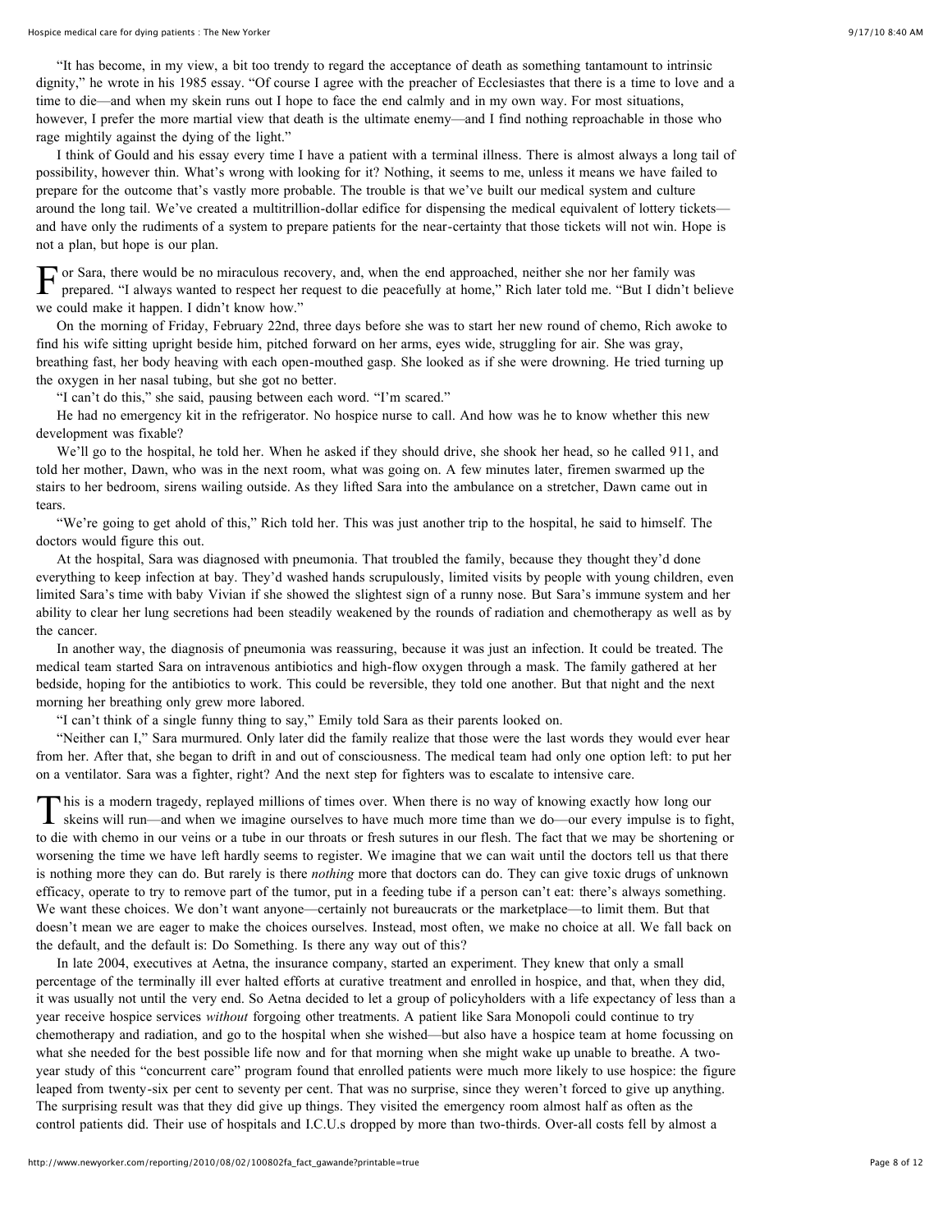"It has become, in my view, a bit too trendy to regard the acceptance of death as something tantamount to intrinsic dignity," he wrote in his 1985 essay. "Of course I agree with the preacher of Ecclesiastes that there is a time to love and a time to die—and when my skein runs out I hope to face the end calmly and in my own way. For most situations, however, I prefer the more martial view that death is the ultimate enemy—and I find nothing reproachable in those who rage mightily against the dying of the light."

I think of Gould and his essay every time I have a patient with a terminal illness. There is almost always a long tail of possibility, however thin. What's wrong with looking for it? Nothing, it seems to me, unless it means we have failed to prepare for the outcome that's vastly more probable. The trouble is that we've built our medical system and culture around the long tail. We've created a multitrillion-dollar edifice for dispensing the medical equivalent of lottery tickets—and have only the rudiments of a system to prepare patients for the near-certainty that those tickets will not win. Hope is not a plan, but hope is our plan.

For Sara, there would be no miraculous recovery, and, when the end approached, neither she nor her family was prepared. "I always wanted to respect her request to die peacefully at home," Rich later told me. "But I didn't believe we could make it happen. I didn't know how."

On the morning of Friday, February 22nd, three days before she was to start her new round of chemo, Rich awoke to find his wife sitting upright beside him, pitched forward on her arms, eyes wide, struggling for air. She was gray, breathing fast, her body heaving with each open-mouthed gasp. She looked as if she were drowning. He tried turning up the oxygen in her nasal tubing, but she got no better.

"I can't do this," she said, pausing between each word. "I'm scared."

He had no emergency kit in the refrigerator. No hospice nurse to call. And how was he to know whether this new development was fixable?

We'll go to the hospital, he told her. When he asked if they should drive, she shook her head, so he called 911, and told her mother, Dawn, who was in the next room, what was going on. A few minutes later, firemen swarmed up the stairs to her bedroom, sirens wailing outside. As they lifted Sara into the ambulance on a stretcher, Dawn came out in tears.

"We're going to get ahold of this," Rich told her. This was just another trip to the hospital, he said to himself. The doctors would figure this out.

At the hospital, Sara was diagnosed with pneumonia. That troubled the family, because they thought they'd done everything to keep infection at bay. They'd washed hands scrupulously, limited visits by people with young children, even limited Sara's time with baby Vivian if she showed the slightest sign of a runny nose. But Sara's immune system and her ability to clear her lung secretions had been steadily weakened by the rounds of radiation and chemotherapy as well as by the cancer.

In another way, the diagnosis of pneumonia was reassuring, because it was just an infection. It could be treated. The medical team started Sara on intravenous antibiotics and high-flow oxygen through a mask. The family gathered at her bedside, hoping for the antibiotics to work. This could be reversible, they told one another. But that night and the next morning her breathing only grew more labored.

"I can't think of a single funny thing to say," Emily told Sara as their parents looked on.

"Neither can I," Sara murmured. Only later did the family realize that those were the last words they would ever hear from her. After that, she began to drift in and out of consciousness. The medical team had only one option left: to put her on a ventilator. Sara was a fighter, right? And the next step for fighters was to escalate to intensive care.

This is a modern tragedy, replayed millions of times over. When there is no way of knowing exactly how long our skeins will run—and when we imagine ourselves to have much more time than we do—our every impulse is to fight, to die with chemo in our veins or a tube in our throats or fresh sutures in our flesh. The fact that we may be shortening or worsening the time we have left hardly seems to register. We imagine that we can wait until the doctors tell us that there is nothing more they can do. But rarely is there *nothing* more that doctors can do. They can give toxic drugs of unknown efficacy, operate to try to remove part of the tumor, put in a feeding tube if a person can't eat: there's always something. We want these choices. We don't want anyone—certainly not bureaucrats or the marketplace—to limit them. But that doesn't mean we are eager to make the choices ourselves. Instead, most often, we make no choice at all. We fall back on the default, and the default is: Do Something. Is there any way out of this?

In late 2004, executives at Aetna, the insurance company, started an experiment. They knew that only a small percentage of the terminally ill ever halted efforts at curative treatment and enrolled in hospice, and that, when they did, it was usually not until the very end. So Aetna decided to let a group of policyholders with a life expectancy of less than a year receive hospice services *without* forgoing other treatments. A patient like Sara Monopoli could continue to try chemotherapy and radiation, and go to the hospital when she wished—but also have a hospice team at home focussing on what she needed for the best possible life now and for that morning when she might wake up unable to breathe. A two-year study of this "concurrent care" program found that enrolled patients were much more likely to use hospice: the figure leaped from twenty-six per cent to seventy per cent. That was no surprise, since they weren't forced to give up anything. The surprising result was that they did give up things. They visited the emergency room almost half as often as the control patients did. Their use of hospitals and I.C.U.s dropped by more than two-thirds. Over-all costs fell by almost a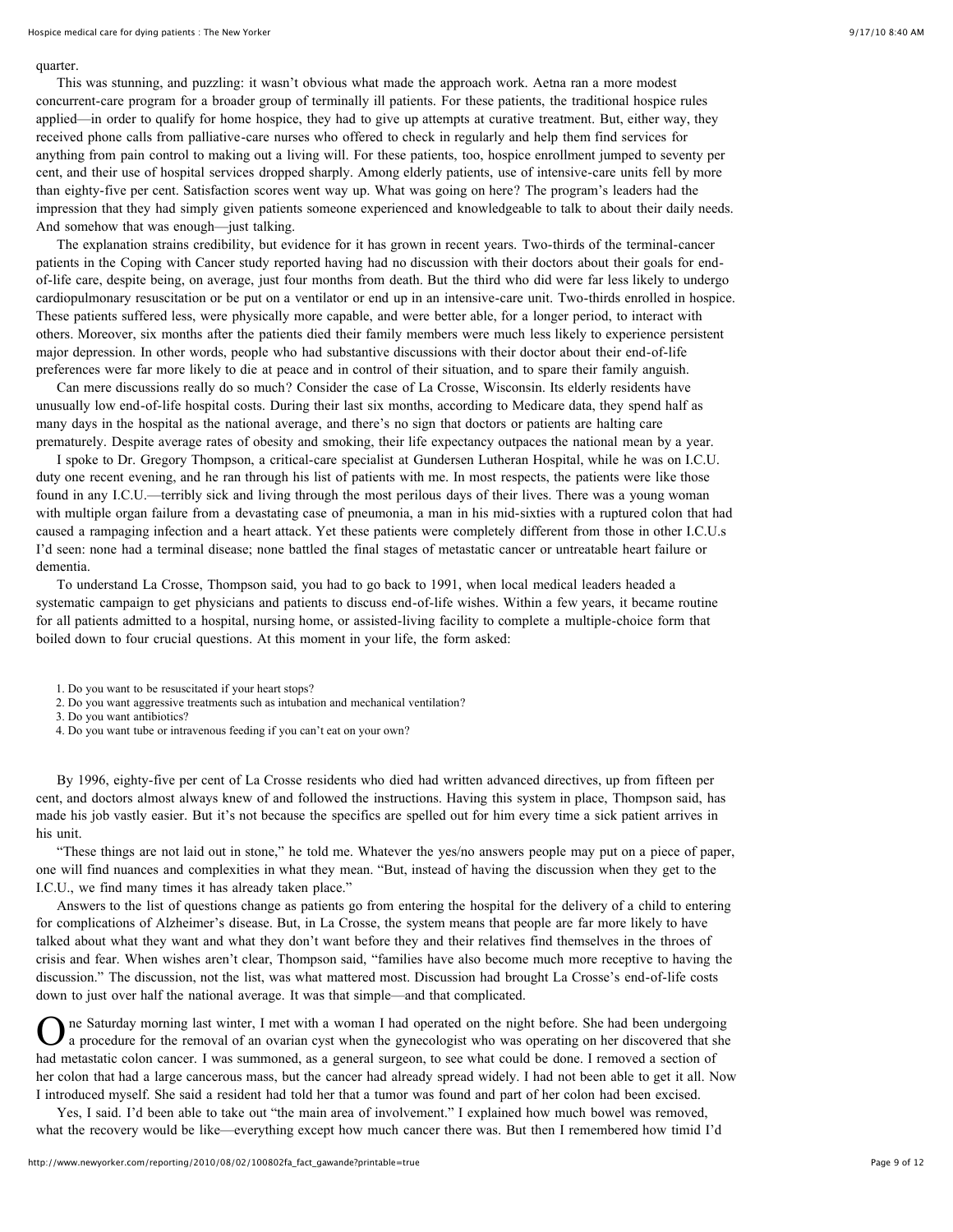quarter.

This was stunning, and puzzling: it wasn't obvious what made the approach work. Aetna ran a more modest concurrent-care program for a broader group of terminally ill patients. For these patients, the traditional hospice rules applied—in order to qualify for home hospice, they had to give up attempts at curative treatment. But, either way, they received phone calls from palliative-care nurses who offered to check in regularly and help them find services for anything from pain control to making out a living will. For these patients, too, hospice enrollment jumped to seventy per cent, and their use of hospital services dropped sharply. Among elderly patients, use of intensive-care units fell by more than eighty-five per cent. Satisfaction scores went way up. What was going on here? The program's leaders had the impression that they had simply given patients someone experienced and knowledgeable to talk to about their daily needs. And somehow that was enough—just talking.

The explanation strains credibility, but evidence for it has grown in recent years. Two-thirds of the terminal-cancer patients in the Coping with Cancer study reported having had no discussion with their doctors about their goals for end-of-life care, despite being, on average, just four months from death. But the third who did were far less likely to undergo cardiopulmonary resuscitation or be put on a ventilator or end up in an intensive-care unit. Two-thirds enrolled in hospice. These patients suffered less, were physically more capable, and were better able, for a longer period, to interact with others. Moreover, six months after the patients died their family members were much less likely to experience persistent major depression. In other words, people who had substantive discussions with their doctor about their end-of-life preferences were far more likely to die at peace and in control of their situation, and to spare their family anguish.

Can mere discussions really do so much? Consider the case of La Crosse, Wisconsin. Its elderly residents have unusually low end-of-life hospital costs. During their last six months, according to Medicare data, they spend half as many days in the hospital as the national average, and there's no sign that doctors or patients are halting care prematurely. Despite average rates of obesity and smoking, their life expectancy outpaces the national mean by a year.

I spoke to Dr. Gregory Thompson, a critical-care specialist at Gundersen Lutheran Hospital, while he was on I.C.U. duty one recent evening, and he ran through his list of patients with me. In most respects, the patients were like those found in any I.C.U.—terribly sick and living through the most perilous days of their lives. There was a young woman with multiple organ failure from a devastating case of pneumonia, a man in his mid-sixties with a ruptured colon that had caused a rampaging infection and a heart attack. Yet these patients were completely different from those in other I.C.U.s I'd seen: none had a terminal disease; none battled the final stages of metastatic cancer or untreatable heart failure or dementia.

To understand La Crosse, Thompson said, you had to go back to 1991, when local medical leaders headed a systematic campaign to get physicians and patients to discuss end-of-life wishes. Within a few years, it became routine for all patients admitted to a hospital, nursing home, or assisted-living facility to complete a multiple-choice form that boiled down to four crucial questions. At this moment in your life, the form asked:

1. Do you want to be resuscitated if your heart stops?
2. Do you want aggressive treatments such as intubation and mechanical ventilation?
3. Do you want antibiotics?
4. Do you want tube or intravenous feeding if you can't eat on your own?

By 1996, eighty-five per cent of La Crosse residents who died had written advanced directives, up from fifteen per cent, and doctors almost always knew of and followed the instructions. Having this system in place, Thompson said, has made his job vastly easier. But it's not because the specifics are spelled out for him every time a sick patient arrives in his unit.

"These things are not laid out in stone," he told me. Whatever the yes/no answers people may put on a piece of paper, one will find nuances and complexities in what they mean. "But, instead of having the discussion when they get to the I.C.U., we find many times it has already taken place."

Answers to the list of questions change as patients go from entering the hospital for the delivery of a child to entering for complications of Alzheimer's disease. But, in La Crosse, the system means that people are far more likely to have talked about what they want and what they don't want before they and their relatives find themselves in the throes of crisis and fear. When wishes aren't clear, Thompson said, "families have also become much more receptive to having the discussion." The discussion, not the list, was what mattered most. Discussion had brought La Crosse's end-of-life costs down to just over half the national average. It was that simple—and that complicated.

One Saturday morning last winter, I met with a woman I had operated on the night before. She had been undergoing a procedure for the removal of an ovarian cyst when the gynecologist who was operating on her discovered that she had metastatic colon cancer. I was summoned, as a general surgeon, to see what could be done. I removed a section of her colon that had a large cancerous mass, but the cancer had already spread widely. I had not been able to get it all. Now I introduced myself. She said a resident had told her that a tumor was found and part of her colon had been excised.

Yes, I said. I'd been able to take out "the main area of involvement." I explained how much bowel was removed, what the recovery would be like—everything except how much cancer there was. But then I remembered how timid I'd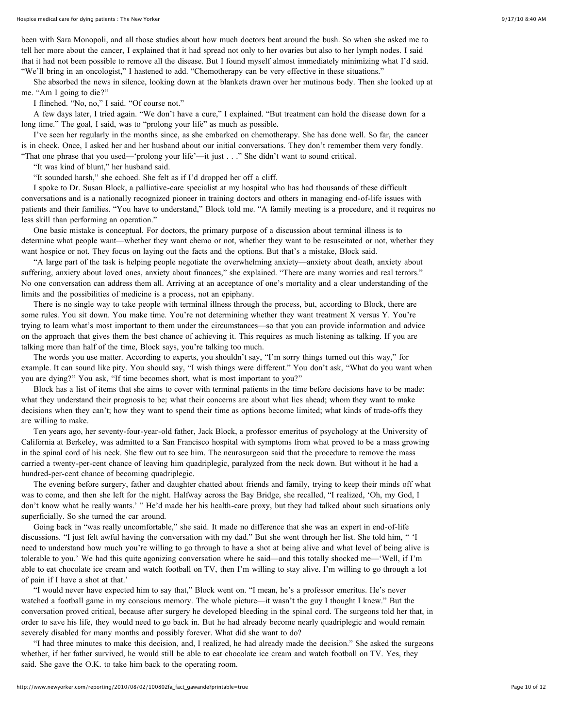been with Sara Monopoli, and all those studies about how much doctors beat around the bush. So when she asked me to tell her more about the cancer, I explained that it had spread not only to her ovaries but also to her lymph nodes. I said that it had not been possible to remove all the disease. But I found myself almost immediately minimizing what I'd said. "We'll bring in an oncologist," I hastened to add. "Chemotherapy can be very effective in these situations."

She absorbed the news in silence, looking down at the blankets drawn over her mutinous body. Then she looked up at me. "Am I going to die?"

I flinched. "No, no," I said. "Of course not."

A few days later, I tried again. "We don't have a cure," I explained. "But treatment can hold the disease down for a long time." The goal, I said, was to "prolong your life" as much as possible.

I've seen her regularly in the months since, as she embarked on chemotherapy. She has done well. So far, the cancer is in check. Once, I asked her and her husband about our initial conversations. They don't remember them very fondly. "That one phrase that you used—'prolong your life'—it just . . ." She didn't want to sound critical.

"It was kind of blunt," her husband said.

"It sounded harsh," she echoed. She felt as if I'd dropped her off a cliff.

I spoke to Dr. Susan Block, a palliative-care specialist at my hospital who has had thousands of these difficult conversations and is a nationally recognized pioneer in training doctors and others in managing end-of-life issues with patients and their families. "You have to understand," Block told me. "A family meeting is a procedure, and it requires no less skill than performing an operation."

One basic mistake is conceptual. For doctors, the primary purpose of a discussion about terminal illness is to determine what people want—whether they want chemo or not, whether they want to be resuscitated or not, whether they want hospice or not. They focus on laying out the facts and the options. But that's a mistake, Block said.

"A large part of the task is helping people negotiate the overwhelming anxiety—anxiety about death, anxiety about suffering, anxiety about loved ones, anxiety about finances," she explained. "There are many worries and real terrors." No one conversation can address them all. Arriving at an acceptance of one's mortality and a clear understanding of the limits and the possibilities of medicine is a process, not an epiphany.

There is no single way to take people with terminal illness through the process, but, according to Block, there are some rules. You sit down. You make time. You're not determining whether they want treatment X versus Y. You're trying to learn what's most important to them under the circumstances—so that you can provide information and advice on the approach that gives them the best chance of achieving it. This requires as much listening as talking. If you are talking more than half of the time, Block says, you're talking too much.

The words you use matter. According to experts, you shouldn't say, "I'm sorry things turned out this way," for example. It can sound like pity. You should say, "I wish things were different." You don't ask, "What do you want when you are dying?" You ask, "If time becomes short, what is most important to you?"

Block has a list of items that she aims to cover with terminal patients in the time before decisions have to be made: what they understand their prognosis to be; what their concerns are about what lies ahead; whom they want to make decisions when they can't; how they want to spend their time as options become limited; what kinds of trade-offs they are willing to make.

Ten years ago, her seventy-four-year-old father, Jack Block, a professor emeritus of psychology at the University of California at Berkeley, was admitted to a San Francisco hospital with symptoms from what proved to be a mass growing in the spinal cord of his neck. She flew out to see him. The neurosurgeon said that the procedure to remove the mass carried a twenty-per-cent chance of leaving him quadriplegic, paralyzed from the neck down. But without it he had a hundred-per-cent chance of becoming quadriplegic.

The evening before surgery, father and daughter chatted about friends and family, trying to keep their minds off what was to come, and then she left for the night. Halfway across the Bay Bridge, she recalled, "I realized, 'Oh, my God, I don't know what he really wants.' " He'd made her his health-care proxy, but they had talked about such situations only superficially. So she turned the car around.

Going back in "was really uncomfortable," she said. It made no difference that she was an expert in end-of-life discussions. "I just felt awful having the conversation with my dad." But she went through her list. She told him, " 'I need to understand how much you're willing to go through to have a shot at being alive and what level of being alive is tolerable to you.' We had this quite agonizing conversation where he said—and this totally shocked me—'Well, if I'm able to eat chocolate ice cream and watch football on TV, then I'm willing to stay alive. I'm willing to go through a lot of pain if I have a shot at that.'

"I would never have expected him to say that," Block went on. "I mean, he's a professor emeritus. He's never watched a football game in my conscious memory. The whole picture—it wasn't the guy I thought I knew." But the conversation proved critical, because after surgery he developed bleeding in the spinal cord. The surgeons told her that, in order to save his life, they would need to go back in. But he had already become nearly quadriplegic and would remain severely disabled for many months and possibly forever. What did she want to do?

"I had three minutes to make this decision, and, I realized, he had already made the decision." She asked the surgeons whether, if her father survived, he would still be able to eat chocolate ice cream and watch football on TV. Yes, they said. She gave the O.K. to take him back to the operating room.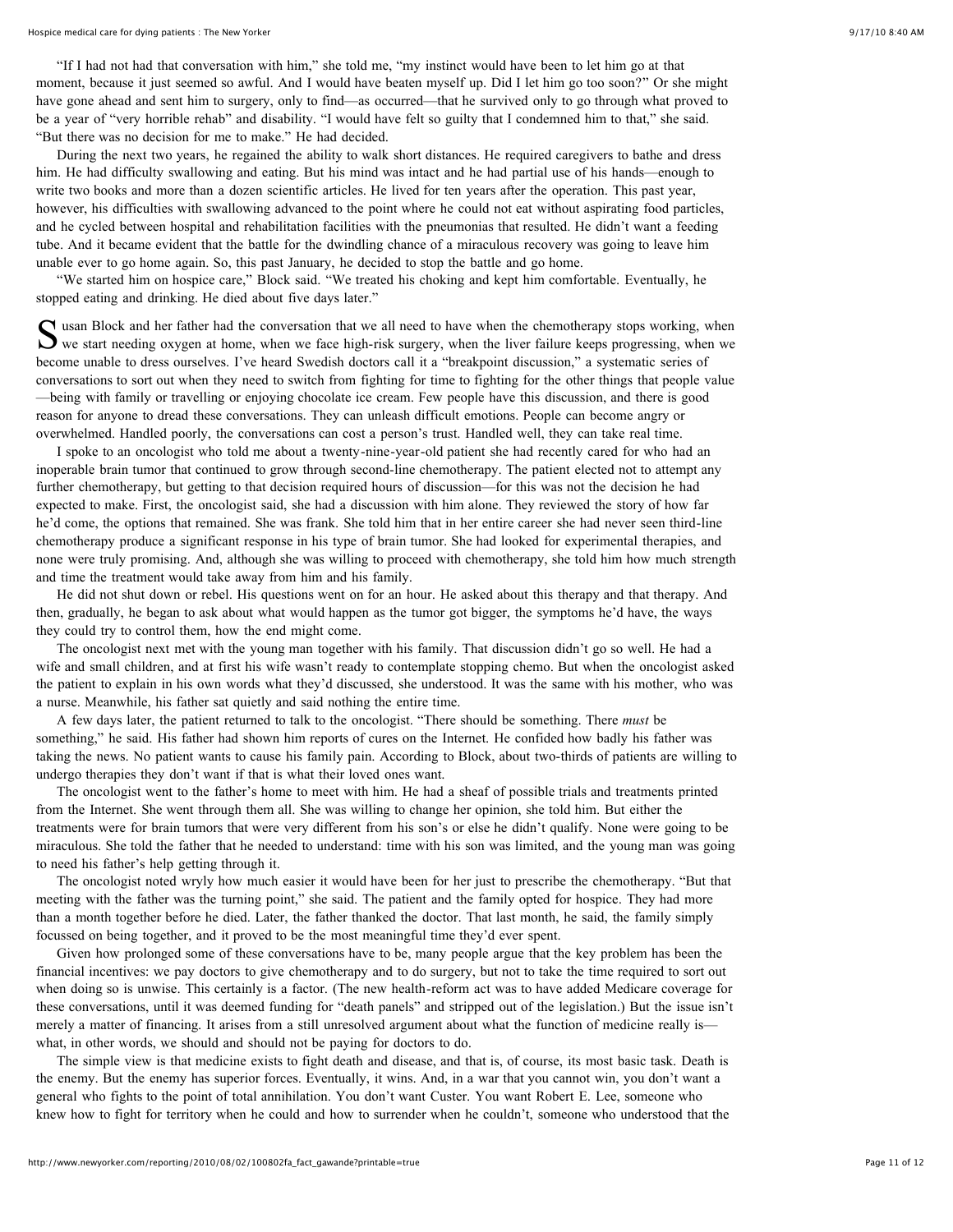“If I had not had that conversation with him,” she told me, “my instinct would have been to let him go at that moment, because it just seemed so awful. And I would have beaten myself up. Did I let him go too soon?” Or she might have gone ahead and sent him to surgery, only to find—as occurred—that he survived only to go through what proved to be a year of “very horrible rehab” and disability. “I would have felt so guilty that I condemned him to that,” she said. “But there was no decision for me to make.” He had decided.

During the next two years, he regained the ability to walk short distances. He required caregivers to bathe and dress him. He had difficulty swallowing and eating. But his mind was intact and he had partial use of his hands—enough to write two books and more than a dozen scientific articles. He lived for ten years after the operation. This past year, however, his difficulties with swallowing advanced to the point where he could not eat without aspirating food particles, and he cycled between hospital and rehabilitation facilities with the pneumonias that resulted. He didn’t want a feeding tube. And it became evident that the battle for the dwindling chance of a miraculous recovery was going to leave him unable ever to go home again. So, this past January, he decided to stop the battle and go home.

“We started him on hospice care,” Block said. “We treated his choking and kept him comfortable. Eventually, he stopped eating and drinking. He died about five days later.”

Susan Block and her father had the conversation that we all need to have when the chemotherapy stops working, when we start needing oxygen at home, when we face high-risk surgery, when the liver failure keeps progressing, when we become unable to dress ourselves. I’ve heard Swedish doctors call it a “breakpoint discussion,” a systematic series of conversations to sort out when they need to switch from fighting for time to fighting for the other things that people value—being with family or travelling or enjoying chocolate ice cream. Few people have this discussion, and there is good reason for anyone to dread these conversations. They can unleash difficult emotions. People can become angry or overwhelmed. Handled poorly, the conversations can cost a person’s trust. Handled well, they can take real time.

I spoke to an oncologist who told me about a twenty-nine-year-old patient she had recently cared for who had an inoperable brain tumor that continued to grow through second-line chemotherapy. The patient elected not to attempt any further chemotherapy, but getting to that decision required hours of discussion—for this was not the decision he had expected to make. First, the oncologist said, she had a discussion with him alone. They reviewed the story of how far he’d come, the options that remained. She was frank. She told him that in her entire career she had never seen third-line chemotherapy produce a significant response in his type of brain tumor. She had looked for experimental therapies, and none were truly promising. And, although she was willing to proceed with chemotherapy, she told him how much strength and time the treatment would take away from him and his family.

He did not shut down or rebel. His questions went on for an hour. He asked about this therapy and that therapy. And then, gradually, he began to ask about what would happen as the tumor got bigger, the symptoms he’d have, the ways they could try to control them, how the end might come.

The oncologist next met with the young man together with his family. That discussion didn’t go so well. He had a wife and small children, and at first his wife wasn’t ready to contemplate stopping chemo. But when the oncologist asked the patient to explain in his own words what they’d discussed, she understood. It was the same with his mother, who was a nurse. Meanwhile, his father sat quietly and said nothing the entire time.

A few days later, the patient returned to talk to the oncologist. “There should be something. There *must* be something,” he said. His father had shown him reports of cures on the Internet. He confided how badly his father was taking the news. No patient wants to cause his family pain. According to Block, about two-thirds of patients are willing to undergo therapies they don’t want if that is what their loved ones want.

The oncologist went to the father’s home to meet with him. He had a sheaf of possible trials and treatments printed from the Internet. She went through them all. She was willing to change her opinion, she told him. But either the treatments were for brain tumors that were very different from his son’s or else he didn’t qualify. None were going to be miraculous. She told the father that he needed to understand: time with his son was limited, and the young man was going to need his father’s help getting through it.

The oncologist noted wryly how much easier it would have been for her just to prescribe the chemotherapy. “But that meeting with the father was the turning point,” she said. The patient and the family opted for hospice. They had more than a month together before he died. Later, the father thanked the doctor. That last month, he said, the family simply focussed on being together, and it proved to be the most meaningful time they’d ever spent.

Given how prolonged some of these conversations have to be, many people argue that the key problem has been the financial incentives: we pay doctors to give chemotherapy and to do surgery, but not to take the time required to sort out when doing so is unwise. This certainly is a factor. (The new health-reform act was to have added Medicare coverage for these conversations, until it was deemed funding for “death panels” and stripped out of the legislation.) But the issue isn’t merely a matter of financing. It arises from a still unresolved argument about what the function of medicine really is—what, in other words, we should and should not be paying for doctors to do.

The simple view is that medicine exists to fight death and disease, and that is, of course, its most basic task. Death is the enemy. But the enemy has superior forces. Eventually, it wins. And, in a war that you cannot win, you don’t want a general who fights to the point of total annihilation. You don’t want Custer. You want Robert E. Lee, someone who knew how to fight for territory when he could and how to surrender when he couldn’t, someone who understood that the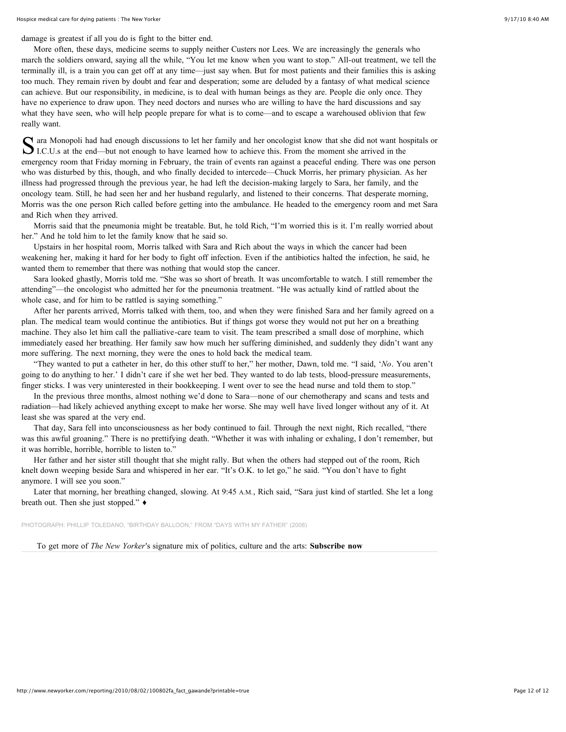damage is greatest if all you do is fight to the bitter end.

More often, these days, medicine seems to supply neither Custers nor Lees. We are increasingly the generals who march the soldiers onward, saying all the while, "You let me know when you want to stop." All-out treatment, we tell the terminally ill, is a train you can get off at any time—just say when. But for most patients and their families this is asking too much. They remain riven by doubt and fear and desperation; some are deluded by a fantasy of what medical science can achieve. But our responsibility, in medicine, is to deal with human beings as they are. People die only once. They have no experience to draw upon. They need doctors and nurses who are willing to have the hard discussions and say what they have seen, who will help people prepare for what is to come—and to escape a warehoused oblivion that few really want.

Sara Monopoli had had enough discussions to let her family and her oncologist know that she did not want hospitals or I.C.U.s at the end—but not enough to have learned how to achieve this. From the moment she arrived in the emergency room that Friday morning in February, the train of events ran against a peaceful ending. There was one person who was disturbed by this, though, and who finally decided to intercede—Chuck Morris, her primary physician. As her illness had progressed through the previous year, he had left the decision-making largely to Sara, her family, and the oncology team. Still, he had seen her and her husband regularly, and listened to their concerns. That desperate morning, Morris was the one person Rich called before getting into the ambulance. He headed to the emergency room and met Sara and Rich when they arrived.

Morris said that the pneumonia might be treatable. But, he told Rich, "I'm worried this is it. I'm really worried about her." And he told him to let the family know that he said so.

Upstairs in her hospital room, Morris talked with Sara and Rich about the ways in which the cancer had been weakening her, making it hard for her body to fight off infection. Even if the antibiotics halted the infection, he said, he wanted them to remember that there was nothing that would stop the cancer.

Sara looked ghastly, Morris told me. "She was so short of breath. It was uncomfortable to watch. I still remember the attending"—the oncologist who admitted her for the pneumonia treatment. "He was actually kind of rattled about the whole case, and for him to be rattled is saying something."

After her parents arrived, Morris talked with them, too, and when they were finished Sara and her family agreed on a plan. The medical team would continue the antibiotics. But if things got worse they would not put her on a breathing machine. They also let him call the palliative-care team to visit. The team prescribed a small dose of morphine, which immediately eased her breathing. Her family saw how much her suffering diminished, and suddenly they didn't want any more suffering. The next morning, they were the ones to hold back the medical team.

"They wanted to put a catheter in her, do this other stuff to her," her mother, Dawn, told me. "I said, '*No*. You aren't going to do anything to her.' I didn't care if she wet her bed. They wanted to do lab tests, blood-pressure measurements, finger sticks. I was very uninterested in their bookkeeping. I went over to see the head nurse and told them to stop."

In the previous three months, almost nothing we'd done to Sara—none of our chemotherapy and scans and tests and radiation—had likely achieved anything except to make her worse. She may well have lived longer without any of it. At least she was spared at the very end.

That day, Sara fell into unconsciousness as her body continued to fail. Through the next night, Rich recalled, "there was this awful groaning." There is no prettifying death. "Whether it was with inhaling or exhaling, I don't remember, but it was horrible, horrible, horrible to listen to."

Her father and her sister still thought that she might rally. But when the others had stepped out of the room, Rich knelt down weeping beside Sara and whispered in her ear. "It's O.K. to let go," he said. "You don't have to fight anymore. I will see you soon."

Later that morning, her breathing changed, slowing. At 9:45 A.M., Rich said, "Sara just kind of startled. She let a long breath out. Then she just stopped." ♦

PHOTOGRAPH: PHILLIP TOLEDANO, "BIRTHDAY BALLOON," FROM "DAYS WITH MY FATHER" (2008)

To get more of *The New Yorker*'s signature mix of politics, culture and the arts: **Subscribe now**